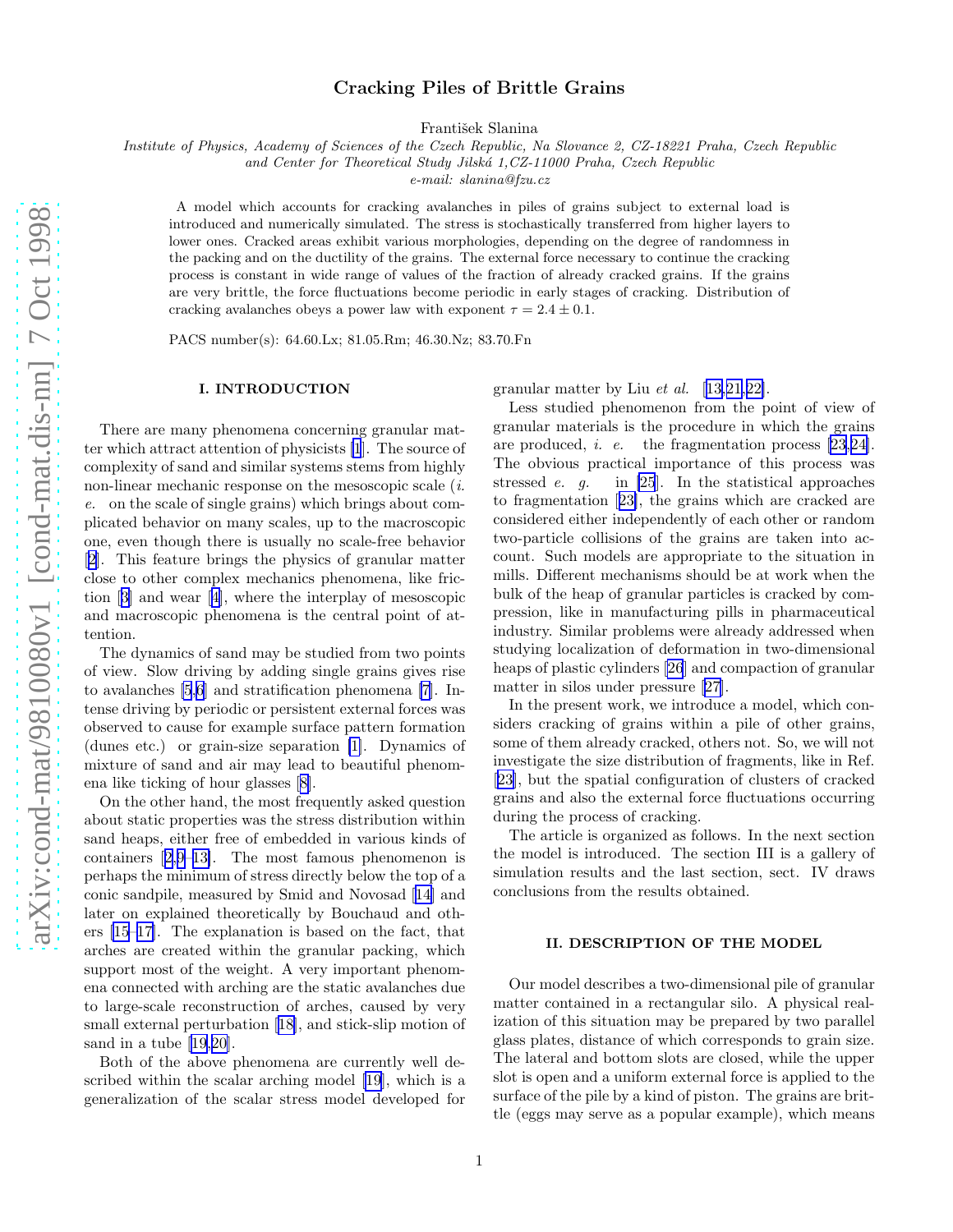# Cracking Piles of Brittle Grains

František Slanina

*Institute of Physics, Academy of Sciences of the Czech Republic, Na Slovance 2, CZ-18221 Praha, Czech Republic*
*and Center for Theoretical Study Jilská 1,CZ-11000 Praha, Czech Republic*
*e-mail: slanina@fzu.cz*

A model which accounts for cracking avalanches in piles of grains subject to external load is introduced and numerically simulated. The stress is stochastically transferred from higher layers to lower ones. Cracked areas exhibit various morphologies, depending on the degree of randomness in the packing and on the ductility of the grains. The external force necessary to continue the cracking process is constant in wide range of values of the fraction of already cracked grains. If the grains are very brittle, the force fluctuations become periodic in early stages of cracking. Distribution of cracking avalanches obeys a power law with exponent $\tau = 2.4 \pm 0.1$.

PACS number(s): 64.60.Lx; 81.05.Rm; 46.30.Nz; 83.70.Fn

## I. INTRODUCTION

There are many phenomena concerning granular matter which attract attention of physicists [1]. The source of complexity of sand and similar systems stems from highly non-linear mechanic response on the mesoscopic scale (*i. e.* on the scale of single grains) which brings about complicated behavior on many scales, up to the macroscopic one, even though there is usually no scale-free behavior [2]. This feature brings the physics of granular matter close to other complex mechanics phenomena, like friction [3] and wear [4], where the interplay of mesoscopic and macroscopic phenomena is the central point of attention.

The dynamics of sand may be studied from two points of view. Slow driving by adding single grains gives rise to avalanches [5,6] and stratification phenomena [7]. Intense driving by periodic or persistent external forces was observed to cause for example surface pattern formation (dunes etc.) or grain-size separation [1]. Dynamics of mixture of sand and air may lead to beautiful phenomena like ticking of hour glasses [8].

On the other hand, the most frequently asked question about static properties was the stress distribution within sand heaps, either free of embedded in various kinds of containers [2,9–13]. The most famous phenomenon is perhaps the minimum of stress directly below the top of a conic sandpile, measured by Smid and Novosad [14] and later on explained theoretically by Bouchaud and others [15–17]. The explanation is based on the fact, that arches are created within the granular packing, which support most of the weight. A very important phenomena connected with arching are the static avalanches due to large-scale reconstruction of arches, caused by very small external perturbation [18], and stick-slip motion of sand in a tube [19,20].

Both of the above phenomena are currently well described within the scalar arching model [19], which is a generalization of the scalar stress model developed for granular matter by Liu *et al.* [13,21,22].

Less studied phenomenon from the point of view of granular materials is the procedure in which the grains are produced, *i. e.* the fragmentation process [23,24]. The obvious practical importance of this process was stressed *e. g.* in [25]. In the statistical approaches to fragmentation [23], the grains which are cracked are considered either independently of each other or random two-particle collisions of the grains are taken into account. Such models are appropriate to the situation in mills. Different mechanisms should be at work when the bulk of the heap of granular particles is cracked by compression, like in manufacturing pills in pharmaceutical industry. Similar problems were already addressed when studying localization of deformation in two-dimensional heaps of plastic cylinders [26] and compaction of granular matter in silos under pressure [27].

In the present work, we introduce a model, which considers cracking of grains within a pile of other grains, some of them already cracked, others not. So, we will not investigate the size distribution of fragments, like in Ref. [23], but the spatial configuration of clusters of cracked grains and also the external force fluctuations occurring during the process of cracking.

The article is organized as follows. In the next section the model is introduced. The section III is a gallery of simulation results and the last section, sect. IV draws conclusions from the results obtained.

## II. DESCRIPTION OF THE MODEL

Our model describes a two-dimensional pile of granular matter contained in a rectangular silo. A physical realization of this situation may be prepared by two parallel glass plates, distance of which corresponds to grain size. The lateral and bottom slots are closed, while the upper slot is open and a uniform external force is applied to the surface of the pile by a kind of piston. The grains are brittle (eggs may serve as a popular example), which means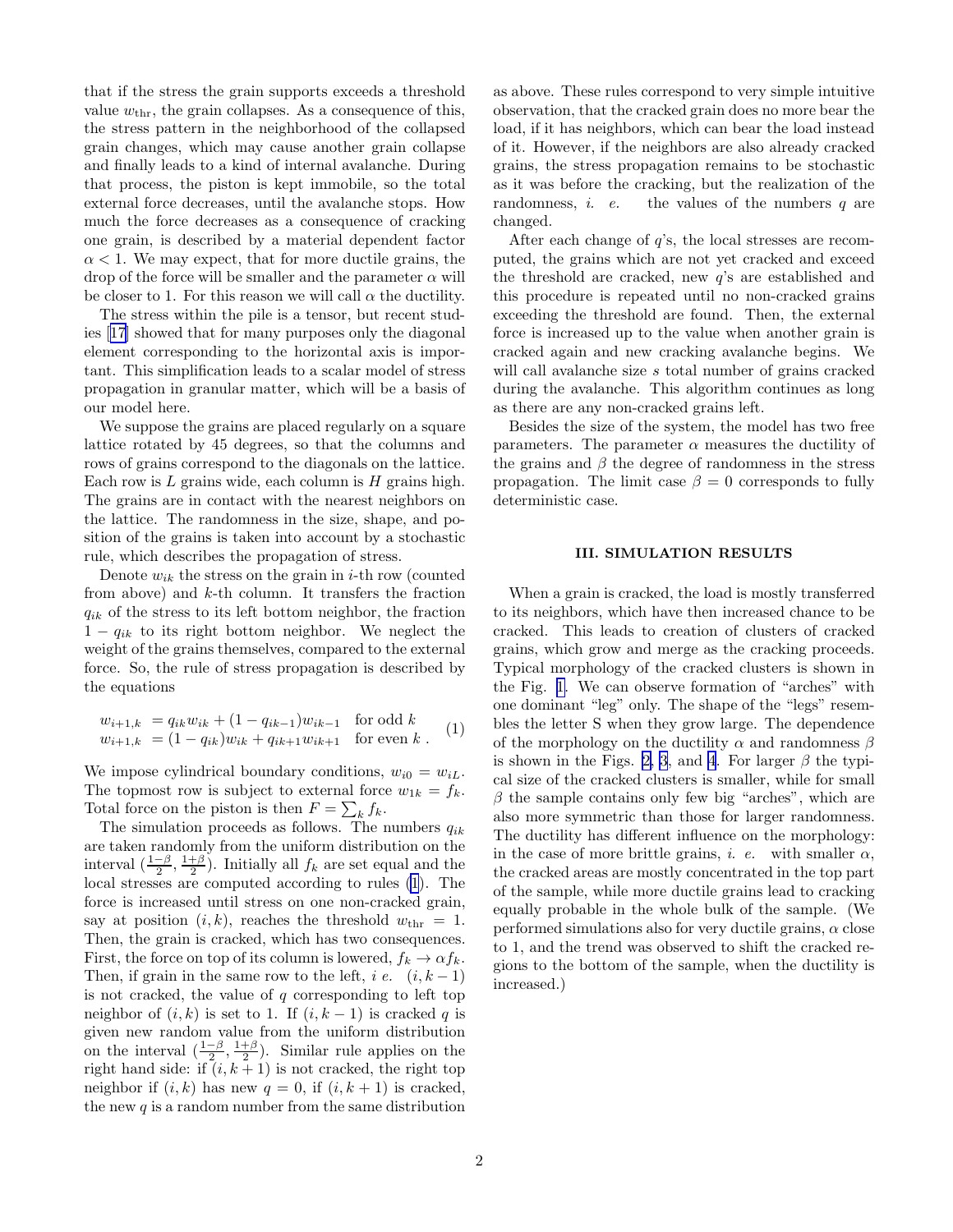that if the stress the grain supports exceeds a threshold value $w_{\rm thr}$, the grain collapses. As a consequence of this, the stress pattern in the neighborhood of the collapsed grain changes, which may cause another grain collapse and finally leads to a kind of internal avalanche. During that process, the piston is kept immobile, so the total external force decreases, until the avalanche stops. How much the force decreases as a consequence of cracking one grain, is described by a material dependent factor $\alpha < 1$. We may expect, that for more ductile grains, the drop of the force will be smaller and the parameter $\alpha$ will be closer to 1. For this reason we will call $\alpha$ the ductility.

The stress within the pile is a tensor, but recent studies [17] showed that for many purposes only the diagonal element corresponding to the horizontal axis is important. This simplification leads to a scalar model of stress propagation in granular matter, which will be a basis of our model here.

We suppose the grains are placed regularly on a square lattice rotated by 45 degrees, so that the columns and rows of grains correspond to the diagonals on the lattice. Each row is $L$ grains wide, each column is $H$ grains high. The grains are in contact with the nearest neighbors on the lattice. The randomness in the size, shape, and position of the grains is taken into account by a stochastic rule, which describes the propagation of stress.

Denote $w_{ik}$ the stress on the grain in $i$-th row (counted from above) and $k$-th column. It transfers the fraction $q_{ik}$ of the stress to its left bottom neighbor, the fraction $1 - q_{ik}$ to its right bottom neighbor. We neglect the weight of the grains themselves, compared to the external force. So, the rule of stress propagation is described by the equations

$$
\begin{aligned}
w_{i+1,k} &= q_{ik} w_{ik} + (1 - q_{ik-1}) w_{ik-1} \quad \text{for odd } k \\
w_{i+1,k} &= (1 - q_{ik}) w_{ik} + q_{ik+1} w_{ik+1} \quad \text{for even } k \, .
\end{aligned} \tag{1}
$$

We impose cylindrical boundary conditions, $w_{i0} = w_{iL}$. The topmost row is subject to external force $w_{1k} = f_k$. Total force on the piston is then $F = \sum_k f_k$.

The simulation proceeds as follows. The numbers $q_{ik}$ are taken randomly from the uniform distribution on the interval $(\frac{1-\beta}{2}, \frac{1+\beta}{2})$. Initially all $f_k$ are set equal and the local stresses are computed according to rules (1). The force is increased until stress on one non-cracked grain, say at position $(i, k)$, reaches the threshold $w_{\rm thr} = 1$. Then, the grain is cracked, which has two consequences. First, the force on top of its column is lowered, $f_k \to \alpha f_k$. Then, if grain in the same row to the left, *i e.* $(i, k-1)$ is not cracked, the value of $q$ corresponding to left top neighbor of $(i, k)$ is set to 1. If $(i, k-1)$ is cracked $q$ is given new random value from the uniform distribution on the interval $(\frac{1-\beta}{2}, \frac{1+\beta}{2})$. Similar rule applies on the right hand side: if $(i, k+1)$ is not cracked, the right top neighbor if $(i, k)$ has new $q = 0$, if $(i, k+1)$ is cracked, the new $q$ is a random number from the same distribution as above. These rules correspond to very simple intuitive observation, that the cracked grain does no more bear the load, if it has neighbors, which can bear the load instead of it. However, if the neighbors are also already cracked grains, the stress propagation remains to be stochastic as it was before the cracking, but the realization of the randomness, *i. e.* the values of the numbers $q$ are changed.

After each change of $q$'s, the local stresses are recomputed, the grains which are not yet cracked and exceed the threshold are cracked, new $q$'s are established and this procedure is repeated until no non-cracked grains exceeding the threshold are found. Then, the external force is increased up to the value when another grain is cracked again and new cracking avalanche begins. We will call avalanche size $s$ total number of grains cracked during the avalanche. This algorithm continues as long as there are any non-cracked grains left.

Besides the size of the system, the model has two free parameters. The parameter $\alpha$ measures the ductility of the grains and $\beta$ the degree of randomness in the stress propagation. The limit case $\beta = 0$ corresponds to fully deterministic case.

## III. SIMULATION RESULTS

When a grain is cracked, the load is mostly transferred to its neighbors, which have then increased chance to be cracked. This leads to creation of clusters of cracked grains, which grow and merge as the cracking proceeds. Typical morphology of the cracked clusters is shown in the Fig. 1. We can observe formation of "arches" with one dominant "leg" only. The shape of the "legs" resembles the letter S when they grow large. The dependence of the morphology on the ductility $\alpha$ and randomness $\beta$ is shown in the Figs. 2, 3, and 4. For larger $\beta$ the typical size of the cracked clusters is smaller, while for small $\beta$ the sample contains only few big "arches", which are also more symmetric than those for larger randomness. The ductility has different influence on the morphology: in the case of more brittle grains, *i. e.* with smaller $\alpha$, the cracked areas are mostly concentrated in the top part of the sample, while more ductile grains lead to cracking equally probable in the whole bulk of the sample. (We performed simulations also for very ductile grains, $\alpha$ close to 1, and the trend was observed to shift the cracked regions to the bottom of the sample, when the ductility is increased.)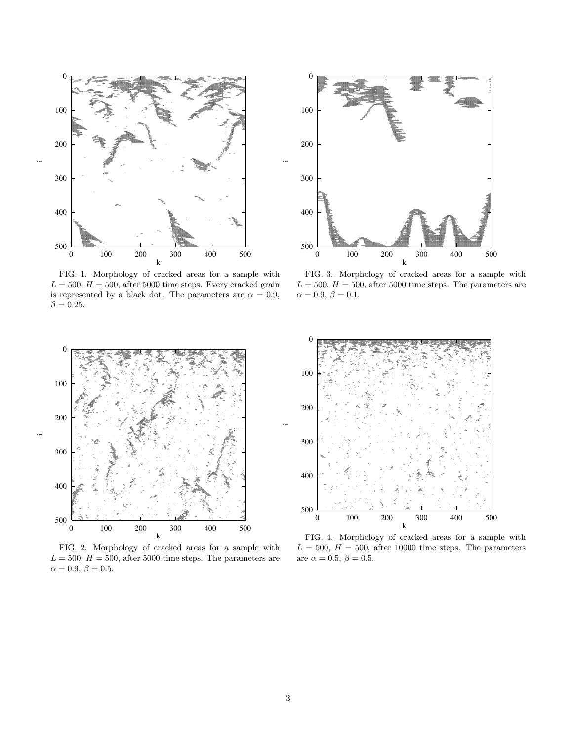FIG. 1. Morphology of cracked areas for a sample with $L = 500$, $H = 500$, after 5000 time steps. Every cracked grain is represented by a black dot. The parameters are $\alpha = 0.9$, $\beta = 0.25$.

FIG. 2. Morphology of cracked areas for a sample with $L = 500$, $H = 500$, after 5000 time steps. The parameters are $\alpha = 0.9$, $\beta = 0.5$.

FIG. 3. Morphology of cracked areas for a sample with $L = 500$, $H = 500$, after 5000 time steps. The parameters are $\alpha = 0.9$, $\beta = 0.1$.

FIG. 4. Morphology of cracked areas for a sample with $L = 500$, $H = 500$, after 10000 time steps. The parameters are $\alpha = 0.5$, $\beta = 0.5$.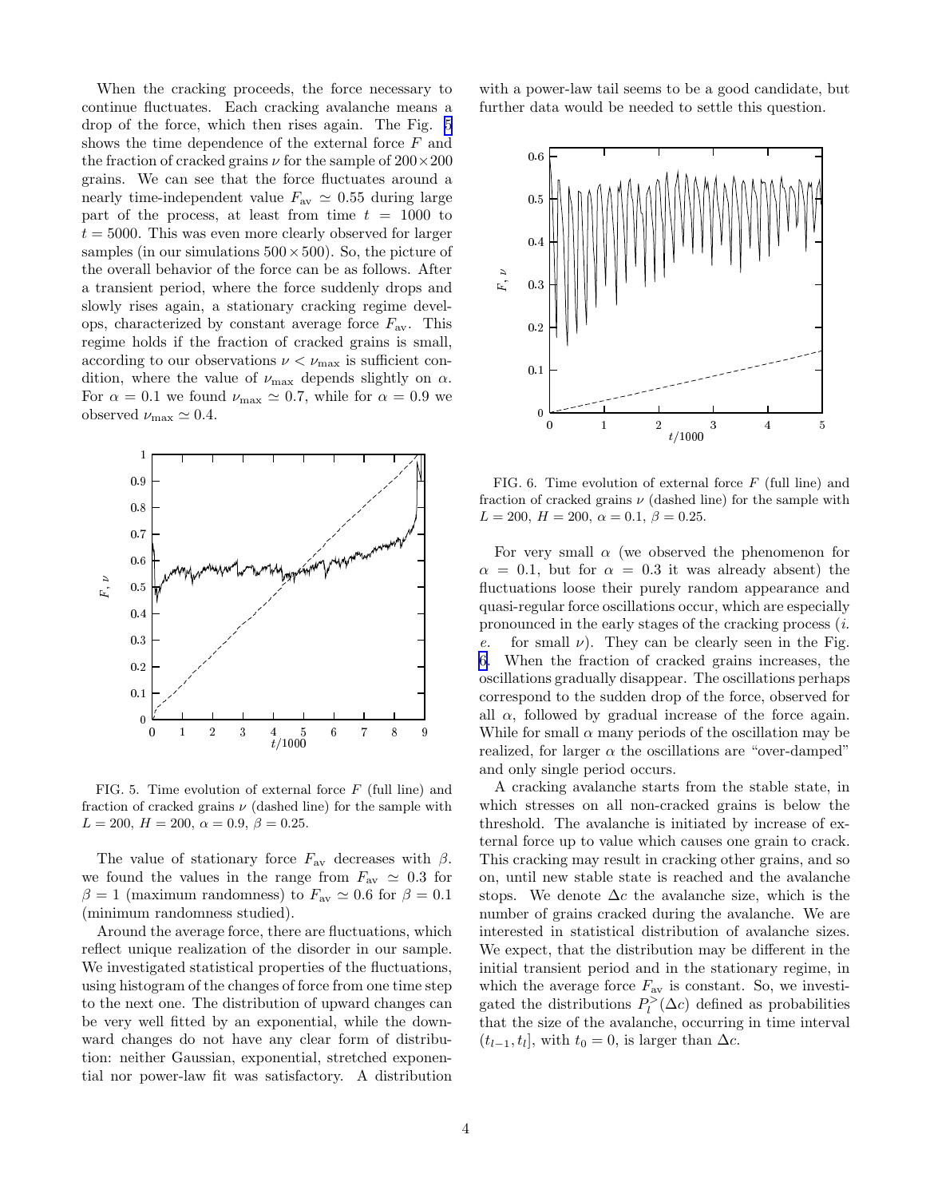When the cracking proceeds, the force necessary to continue fluctuates. Each cracking avalanche means a drop of the force, which then rises again. The Fig. 5 shows the time dependence of the external force $F$ and the fraction of cracked grains $\nu$ for the sample of $200\times200$ grains. We can see that the force fluctuates around a nearly time-independent value $F_{\rm av} \simeq 0.55$ during large part of the process, at least from time $t = 1000$ to $t = 5000$. This was even more clearly observed for larger samples (in our simulations $500\times500$). So, the picture of the overall behavior of the force can be as follows. After a transient period, where the force suddenly drops and slowly rises again, a stationary cracking regime develops, characterized by constant average force $F_{\rm av}$. This regime holds if the fraction of cracked grains is small, according to our observations $\nu < \nu_{\rm max}$ is sufficient condition, where the value of $\nu_{\rm max}$ depends slightly on $\alpha$. For $\alpha = 0.1$ we found $\nu_{\rm max} \simeq 0.7$, while for $\alpha = 0.9$ we observed $\nu_{\rm max} \simeq 0.4$.

FIG. 5. Time evolution of external force $F$ (full line) and fraction of cracked grains $\nu$ (dashed line) for the sample with $L = 200$, $H = 200$, $\alpha = 0.9$, $\beta = 0.25$.

The value of stationary force $F_{\rm av}$ decreases with $\beta$. we found the values in the range from $F_{\rm av} \simeq 0.3$ for $\beta = 1$ (maximum randomness) to $F_{\rm av} \simeq 0.6$ for $\beta = 0.1$ (minimum randomness studied).

Around the average force, there are fluctuations, which reflect unique realization of the disorder in our sample. We investigated statistical properties of the fluctuations, using histogram of the changes of force from one time step to the next one. The distribution of upward changes can be very well fitted by an exponential, while the downward changes do not have any clear form of distribution: neither Gaussian, exponential, stretched exponential nor power-law fit was satisfactory. A distribution with a power-law tail seems to be a good candidate, but further data would be needed to settle this question.

FIG. 6. Time evolution of external force $F$ (full line) and fraction of cracked grains $\nu$ (dashed line) for the sample with $L = 200$, $H = 200$, $\alpha = 0.1$, $\beta = 0.25$.

For very small $\alpha$ (we observed the phenomenon for $\alpha = 0.1$, but for $\alpha = 0.3$ it was already absent) the fluctuations loose their purely random appearance and quasi-regular force oscillations occur, which are especially pronounced in the early stages of the cracking process (*i. e.* for small $\nu$). They can be clearly seen in the Fig. 6. When the fraction of cracked grains increases, the oscillations gradually disappear. The oscillations perhaps correspond to the sudden drop of the force, observed for all $\alpha$, followed by gradual increase of the force again. While for small $\alpha$ many periods of the oscillation may be realized, for larger $\alpha$ the oscillations are "over-damped" and only single period occurs.

A cracking avalanche starts from the stable state, in which stresses on all non-cracked grains is below the threshold. The avalanche is initiated by increase of external force up to value which causes one grain to crack. This cracking may result in cracking other grains, and so on, until new stable state is reached and the avalanche stops. We denote $\Delta c$ the avalanche size, which is the number of grains cracked during the avalanche. We are interested in statistical distribution of avalanche sizes. We expect, that the distribution may be different in the initial transient period and in the stationary regime, in which the average force $F_{\rm av}$ is constant. So, we investigated the distributions $P_l^>(\Delta c)$ defined as probabilities that the size of the avalanche, occurring in time interval $(t_{l-1}, t_l]$, with $t_0 = 0$, is larger than $\Delta c$.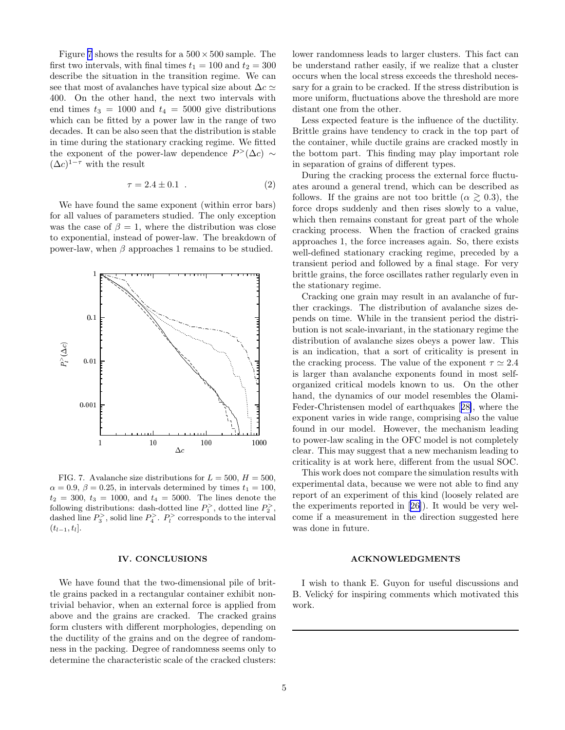Figure 7 shows the results for a $500 \times 500$ sample. The first two intervals, with final times $t_1 = 100$ and $t_2 = 300$ describe the situation in the transition regime. We can see that most of avalanches have typical size about $\Delta c \simeq 400$. On the other hand, the next two intervals with end times $t_3 = 1000$ and $t_4 = 5000$ give distributions which can be fitted by a power law in the range of two decades. It can be also seen that the distribution is stable in time during the stationary cracking regime. We fitted the exponent of the power-law dependence $P^{>}(\Delta c) \sim (\Delta c)^{1-\tau}$ with the result

$$\tau = 2.4 \pm 0.1 \ . \tag{2}$$

We have found the same exponent (within error bars) for all values of parameters studied. The only exception was the case of $\beta = 1$, where the distribution was close to exponential, instead of power-law. The breakdown of power-law, when $\beta$ approaches 1 remains to be studied.

FIG. 7. Avalanche size distributions for $L = 500$, $H = 500$, $\alpha = 0.9$, $\beta = 0.25$, in intervals determined by times $t_1 = 100$, $t_2 = 300$, $t_3 = 1000$, and $t_4 = 5000$. The lines denote the following distributions: dash-dotted line $P_1^{>}$, dotted line $P_2^{>}$, dashed line $P_3^{>}$, solid line $P_4^{>}$. $P_l^{>}$ corresponds to the interval $(t_{l-1}, t_l]$.

## IV. CONCLUSIONS

We have found that the two-dimensional pile of brittle grains packed in a rectangular container exhibit nontrivial behavior, when an external force is applied from above and the grains are cracked. The cracked grains form clusters with different morphologies, depending on the ductility of the grains and on the degree of randomness in the packing. Degree of randomness seems only to determine the characteristic scale of the cracked clusters: lower randomness leads to larger clusters. This fact can be understand rather easily, if we realize that a cluster occurs when the local stress exceeds the threshold necessary for a grain to be cracked. If the stress distribution is more uniform, fluctuations above the threshold are more distant one from the other.

Less expected feature is the influence of the ductility. Brittle grains have tendency to crack in the top part of the container, while ductile grains are cracked mostly in the bottom part. This finding may play important role in separation of grains of different types.

During the cracking process the external force fluctuates around a general trend, which can be described as follows. If the grains are not too brittle ($\alpha \gtrsim 0.3$), the force drops suddenly and then rises slowly to a value, which then remains constant for great part of the whole cracking process. When the fraction of cracked grains approaches 1, the force increases again. So, there exists well-defined stationary cracking regime, preceded by a transient period and followed by a final stage. For very brittle grains, the force oscillates rather regularly even in the stationary regime.

Cracking one grain may result in an avalanche of further crackings. The distribution of avalanche sizes depends on time. While in the transient period the distribution is not scale-invariant, in the stationary regime the distribution of avalanche sizes obeys a power law. This is an indication, that a sort of criticality is present in the cracking process. The value of the exponent $\tau \simeq 2.4$ is larger than avalanche exponents found in most self-organized critical models known to us. On the other hand, the dynamics of our model resembles the Olami-Feder-Christensen model of earthquakes [28], where the exponent varies in wide range, comprising also the value found in our model. However, the mechanism leading to power-law scaling in the OFC model is not completely clear. This may suggest that a new mechanism leading to criticality is at work here, different from the usual SOC.

This work does not compare the simulation results with experimental data, because we were not able to find any report of an experiment of this kind (loosely related are the experiments reported in [26]). It would be very welcome if a measurement in the direction suggested here was done in future.

## ACKNOWLEDGMENTS

I wish to thank E. Guyon for useful discussions and B. Velický for inspiring comments which motivated this work.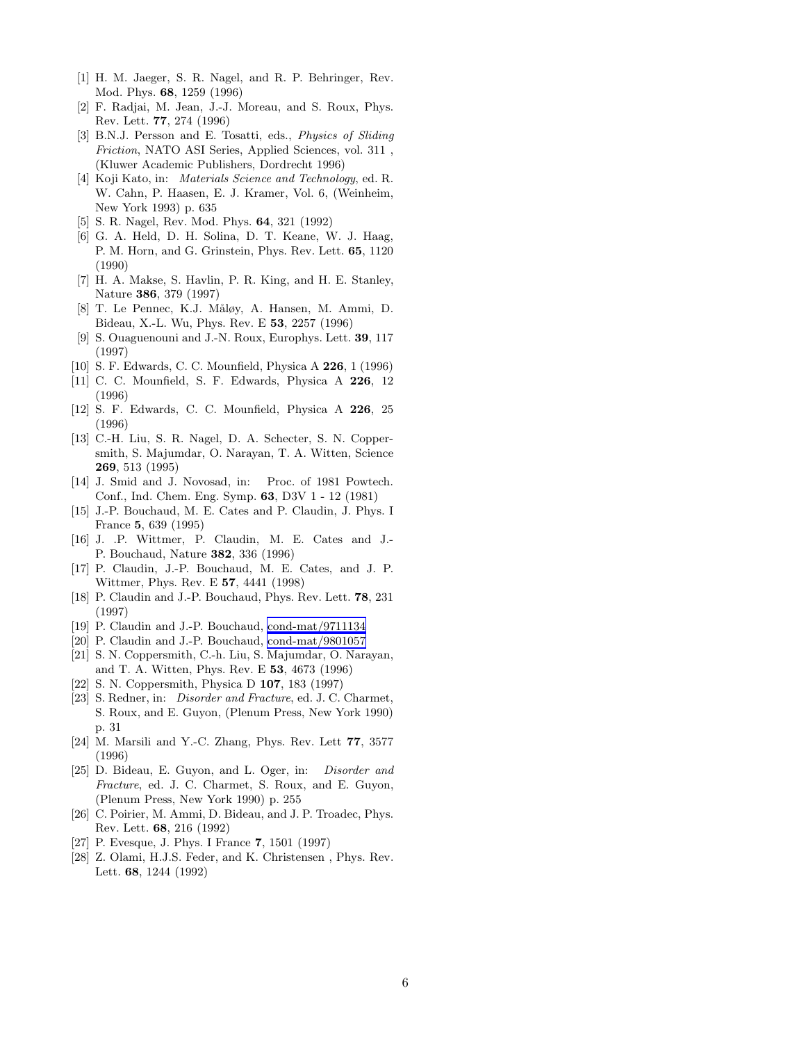[1] H. M. Jaeger, S. R. Nagel, and R. P. Behringer, Rev. Mod. Phys. **68**, 1259 (1996)

[2] F. Radjai, M. Jean, J.-J. Moreau, and S. Roux, Phys. Rev. Lett. **77**, 274 (1996)

[3] B.N.J. Persson and E. Tosatti, eds., *Physics of Sliding Friction*, NATO ASI Series, Applied Sciences, vol. 311 , (Kluwer Academic Publishers, Dordrecht 1996)

[4] Koji Kato, in: *Materials Science and Technology*, ed. R. W. Cahn, P. Haasen, E. J. Kramer, Vol. 6, (Weinheim, New York 1993) p. 635

[5] S. R. Nagel, Rev. Mod. Phys. **64**, 321 (1992)

[6] G. A. Held, D. H. Solina, D. T. Keane, W. J. Haag, P. M. Horn, and G. Grinstein, Phys. Rev. Lett. **65**, 1120 (1990)

[7] H. A. Makse, S. Havlin, P. R. King, and H. E. Stanley, Nature **386**, 379 (1997)

[8] T. Le Pennec, K.J. Måløy, A. Hansen, M. Ammi, D. Bideau, X.-L. Wu, Phys. Rev. E **53**, 2257 (1996)

[9] S. Ouaguenouni and J.-N. Roux, Europhys. Lett. **39**, 117 (1997)

[10] S. F. Edwards, C. C. Mounfield, Physica A **226**, 1 (1996)

[11] C. C. Mounfield, S. F. Edwards, Physica A **226**, 12 (1996)

[12] S. F. Edwards, C. C. Mounfield, Physica A **226**, 25 (1996)

[13] C.-H. Liu, S. R. Nagel, D. A. Schecter, S. N. Coppersmith, S. Majumdar, O. Narayan, T. A. Witten, Science **269**, 513 (1995)

[14] J. Smid and J. Novosad, in: Proc. of 1981 Powtech. Conf., Ind. Chem. Eng. Symp. **63**, D3V 1 - 12 (1981)

[15] J.-P. Bouchaud, M. E. Cates and P. Claudin, J. Phys. I France **5**, 639 (1995)

[16] J. .P. Wittmer, P. Claudin, M. E. Cates and J.-P. Bouchaud, Nature **382**, 336 (1996)

[17] P. Claudin, J.-P. Bouchaud, M. E. Cates, and J. P. Wittmer, Phys. Rev. E **57**, 4441 (1998)

[18] P. Claudin and J.-P. Bouchaud, Phys. Rev. Lett. **78**, 231 (1997)

[19] P. Claudin and J.-P. Bouchaud, cond-mat/9711134

[20] P. Claudin and J.-P. Bouchaud, cond-mat/9801057

[21] S. N. Coppersmith, C.-h. Liu, S. Majumdar, O. Narayan, and T. A. Witten, Phys. Rev. E **53**, 4673 (1996)

[22] S. N. Coppersmith, Physica D **107**, 183 (1997)

[23] S. Redner, in: *Disorder and Fracture*, ed. J. C. Charmet, S. Roux, and E. Guyon, (Plenum Press, New York 1990) p. 31

[24] M. Marsili and Y.-C. Zhang, Phys. Rev. Lett **77**, 3577 (1996)

[25] D. Bideau, E. Guyon, and L. Oger, in: *Disorder and Fracture*, ed. J. C. Charmet, S. Roux, and E. Guyon, (Plenum Press, New York 1990) p. 255

[26] C. Poirier, M. Ammi, D. Bideau, and J. P. Troadec, Phys. Rev. Lett. **68**, 216 (1992)

[27] P. Evesque, J. Phys. I France **7**, 1501 (1997)

[28] Z. Olami, H.J.S. Feder, and K. Christensen , Phys. Rev. Lett. **68**, 1244 (1992)